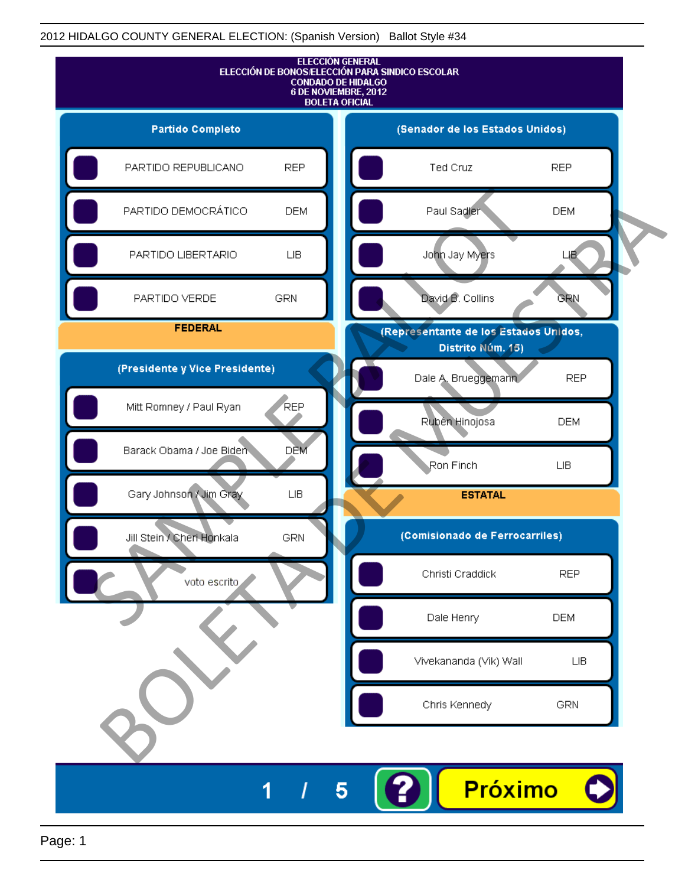2012 HIDALGO COUNTY GENERAL ELECTION: (Spanish Version) Ballot Style #34

# ELECCIÓN GENERAL
## ELECCIÓN DE BONOS/ELECCIÓN PARA SINDICO ESCOLAR
## CONDADO DE HIDALGO
## 6 DE NOVIEMBRE, 2012
## BOLETA OFICIAL

### Partido Completo

| Candidato | Partido |
| --- | --- |
| PARTIDO REPUBLICANO | REP |
| PARTIDO DEMOCRÁTICO | DEM |
| PARTIDO LIBERTARIO | LIB |
| PARTIDO VERDE | GRN |

### FEDERAL

### (Presidente y Vice Presidente)

| Candidato | Partido |
| --- | --- |
| Mitt Romney / Paul Ryan | REP |
| Barack Obama / Joe Biden | DEM |
| Gary Johnson / Jim Gray | LIB |
| Jill Stein / Cheri Honkala | GRN |
| voto escrito | |

### (Senador de los Estados Unidos)

| Candidato | Partido |
| --- | --- |
| Ted Cruz | REP |
| Paul Sadler | DEM |
| John Jay Myers | LIB |
| David B. Collins | GRN |

### (Representante de los Estados Unidos, Distrito Núm. 15)

| Candidato | Partido |
| --- | --- |
| Dale A. Brueggemann | REP |
| Rubén Hinojosa | DEM |
| Ron Finch | LIB |

### ESTATAL

### (Comisionado de Ferrocarriles)

| Candidato | Partido |
| --- | --- |
| Christi Craddick | REP |
| Dale Henry | DEM |
| Vivekananda (Vik) Wall | LIB |
| Chris Kennedy | GRN |

SAMPLE BALLOT
BOLETA DE MUESTRA

1 / 5

Próximo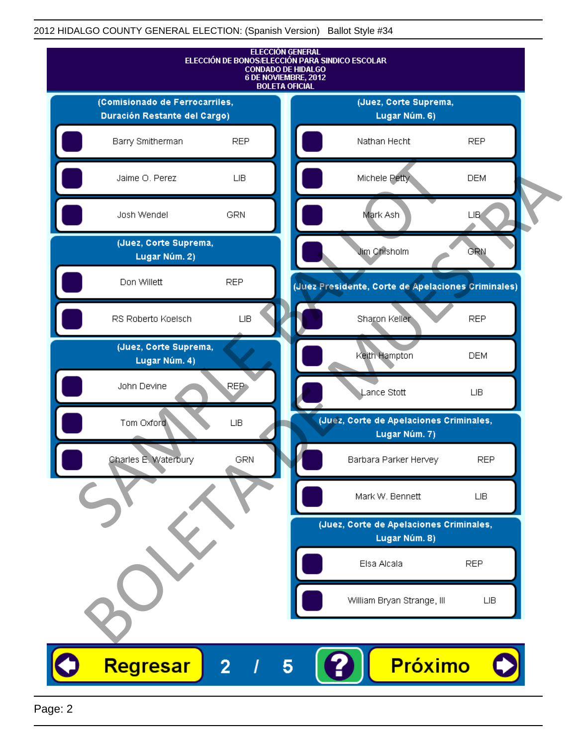2012 HIDALGO COUNTY GENERAL ELECTION: (Spanish Version) Ballot Style #34

**ELECCIÓN GENERAL**
**ELECCIÓN DE BONOS/ELECCIÓN PARA SINDICO ESCOLAR**
**CONDADO DE HIDALGO**
**6 DE NOVIEMBRE, 2012**
**BOLETA OFICIAL**

### (Comisionado de Ferrocarriles, Duración Restante del Cargo)

| Candidato | Partido |
|---|---|
| Barry Smitherman | REP |
| Jaime O. Perez | LIB |
| Josh Wendel | GRN |

### (Juez, Corte Suprema, Lugar Núm. 2)

| Candidato | Partido |
|---|---|
| Don Willett | REP |
| RS Roberto Koelsch | LIB |

### (Juez, Corte Suprema, Lugar Núm. 4)

| Candidato | Partido |
|---|---|
| John Devine | REP |
| Tom Oxford | LIB |
| Charles E. Waterbury | GRN |

### (Juez, Corte Suprema, Lugar Núm. 6)

| Candidato | Partido |
|---|---|
| Nathan Hecht | REP |
| Michele Petty | DEM |
| Mark Ash | LIB |
| Jim Chisholm | GRN |

### (Juez Presidente, Corte de Apelaciones Criminales)

| Candidato | Partido |
|---|---|
| Sharon Keller | REP |
| Keith Hampton | DEM |
| Lance Stott | LIB |

### (Juez, Corte de Apelaciones Criminales, Lugar Núm. 7)

| Candidato | Partido |
|---|---|
| Barbara Parker Hervey | REP |
| Mark W. Bennett | LIB |

### (Juez, Corte de Apelaciones Criminales, Lugar Núm. 8)

| Candidato | Partido |
|---|---|
| Elsa Alcala | REP |
| William Bryan Strange, III | LIB |

SAMPLE BALLOT — BOLETA DE MUESTRA

Regresar 2 / 5 ? Próximo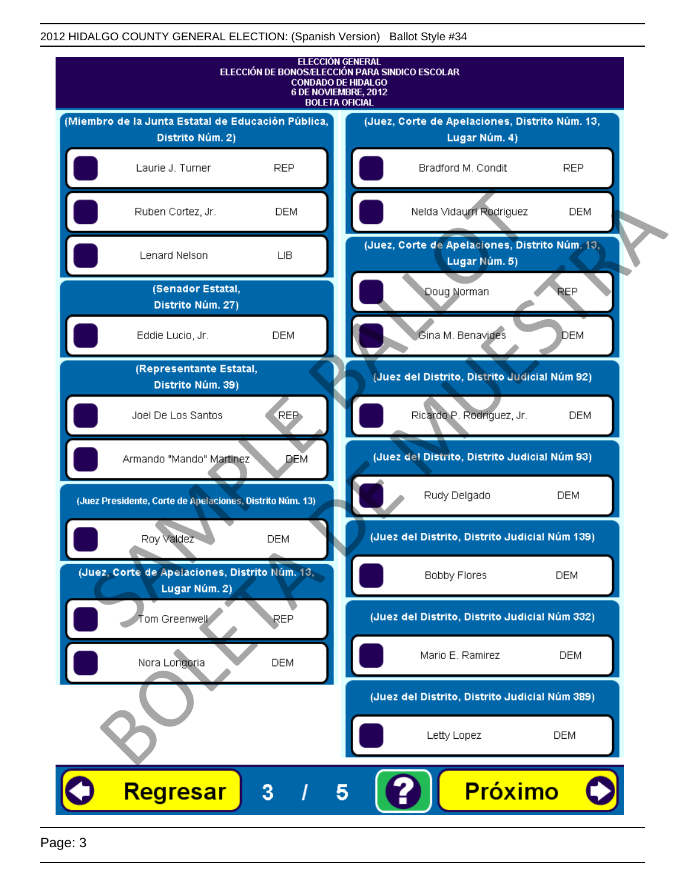2012 HIDALGO COUNTY GENERAL ELECTION: (Spanish Version) Ballot Style #34

**ELECCIÓN GENERAL**
**ELECCIÓN DE BONOS/ELECCIÓN PARA SINDICO ESCOLAR**
**CONDADO DE HIDALGO**
**6 DE NOVIEMBRE, 2012**
**BOLETA OFICIAL**

### (Miembro de la Junta Estatal de Educación Pública, Distrito Núm. 2)

| Candidato | Partido |
|---|---|
| Laurie J. Turner | REP |
| Ruben Cortez, Jr. | DEM |
| Lenard Nelson | LIB |

### (Senador Estatal, Distrito Núm. 27)

| Candidato | Partido |
|---|---|
| Eddie Lucio, Jr. | DEM |

### (Representante Estatal, Distrito Núm. 39)

| Candidato | Partido |
|---|---|
| Joel De Los Santos | REP |
| Armando "Mando" Martinez | DEM |

### (Juez Presidente, Corte de Apelaciones, Distrito Núm. 13)

| Candidato | Partido |
|---|---|
| Roy Valdez | DEM |

### (Juez, Corte de Apelaciones, Distrito Núm. 13, Lugar Núm. 2)

| Candidato | Partido |
|---|---|
| Tom Greenwell | REP |
| Nora Longoria | DEM |

### (Juez, Corte de Apelaciones, Distrito Núm. 13, Lugar Núm. 4)

| Candidato | Partido |
|---|---|
| Bradford M. Condit | REP |
| Nelda Vidaurri Rodriguez | DEM |

### (Juez, Corte de Apelaciones, Distrito Núm. 13, Lugar Núm. 5)

| Candidato | Partido |
|---|---|
| Doug Norman | REP |
| Gina M. Benavides | DEM |

### (Juez del Distrito, Distrito Judicial Núm 92)

| Candidato | Partido |
|---|---|
| Ricardo P. Rodriguez, Jr. | DEM |

### (Juez del Distrito, Distrito Judicial Núm 93)

| Candidato | Partido |
|---|---|
| Rudy Delgado | DEM |

### (Juez del Distrito, Distrito Judicial Núm 139)

| Candidato | Partido |
|---|---|
| Bobby Flores | DEM |

### (Juez del Distrito, Distrito Judicial Núm 332)

| Candidato | Partido |
|---|---|
| Mario E. Ramirez | DEM |

### (Juez del Distrito, Distrito Judicial Núm 389)

| Candidato | Partido |
|---|---|
| Letty Lopez | DEM |

Regresar 3 / 5 ? Próximo

SAMPLE BALLOT
BOLETA DE MUESTRA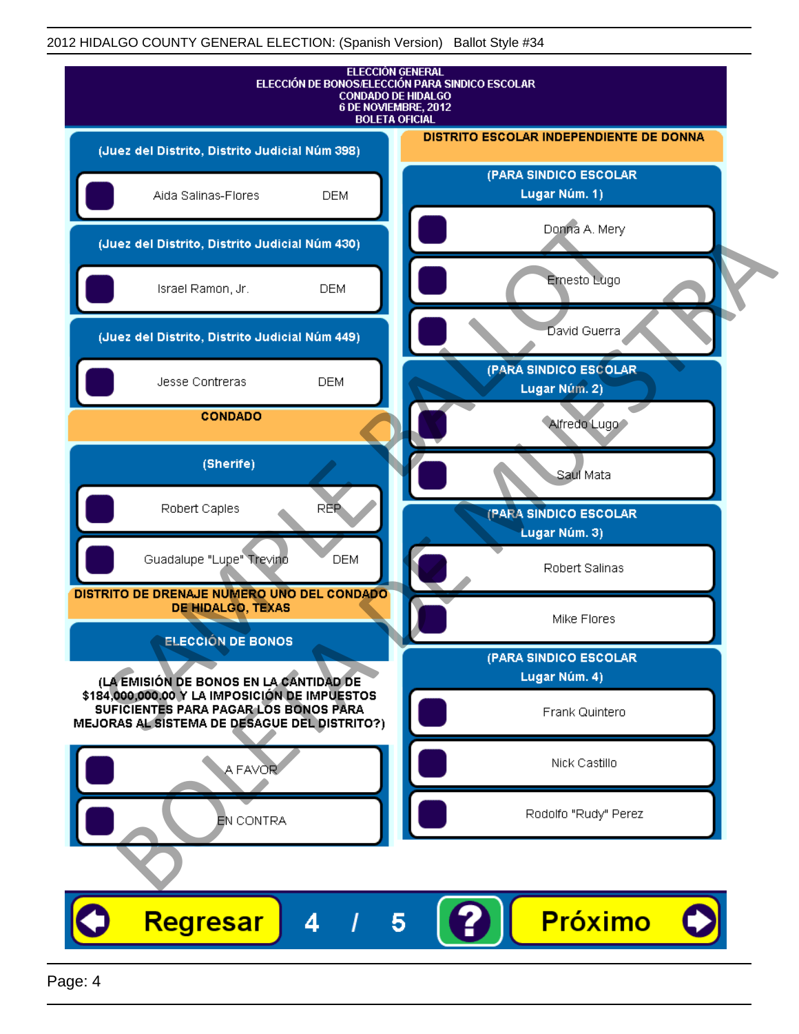2012 HIDALGO COUNTY GENERAL ELECTION: (Spanish Version) Ballot Style #34

**ELECCIÓN GENERAL**
**ELECCIÓN DE BONOS/ELECCIÓN PARA SINDICO ESCOLAR**
**CONDADO DE HIDALGO**
**6 DE NOVIEMBRE, 2012**
**BOLETA OFICIAL**

### (Juez del Distrito, Distrito Judicial Núm 398)

- Aida Salinas-Flores DEM

### (Juez del Distrito, Distrito Judicial Núm 430)

- Israel Ramon, Jr. DEM

### (Juez del Distrito, Distrito Judicial Núm 449)

- Jesse Contreras DEM

## CONDADO

### (Sherife)

- Robert Caples REP
- Guadalupe "Lupe" Trevino DEM

## DISTRITO DE DRENAJE NUMERO UNO DEL CONDADO DE HIDALGO, TEXAS

### ELECCIÓN DE BONOS

**(LA EMISIÓN DE BONOS EN LA CANTIDAD DE $184,000,000.00 Y LA IMPOSICIÓN DE IMPUESTOS SUFICIENTES PARA PAGAR LOS BONOS PARA MEJORAS AL SISTEMA DE DESAGUE DEL DISTRITO?)**

- A FAVOR
- EN CONTRA

## DISTRITO ESCOLAR INDEPENDIENTE DE DONNA

### (PARA SINDICO ESCOLAR Lugar Núm. 1)

- Donna A. Mery
- Ernesto Lugo
- David Guerra

### (PARA SINDICO ESCOLAR Lugar Núm. 2)

- Alfredo Lugo
- Saul Mata

### (PARA SINDICO ESCOLAR Lugar Núm. 3)

- Robert Salinas
- Mike Flores

### (PARA SINDICO ESCOLAR Lugar Núm. 4)

- Frank Quintero
- Nick Castillo
- Rodolfo "Rudy" Perez

Regresar 4 / 5 ? Próximo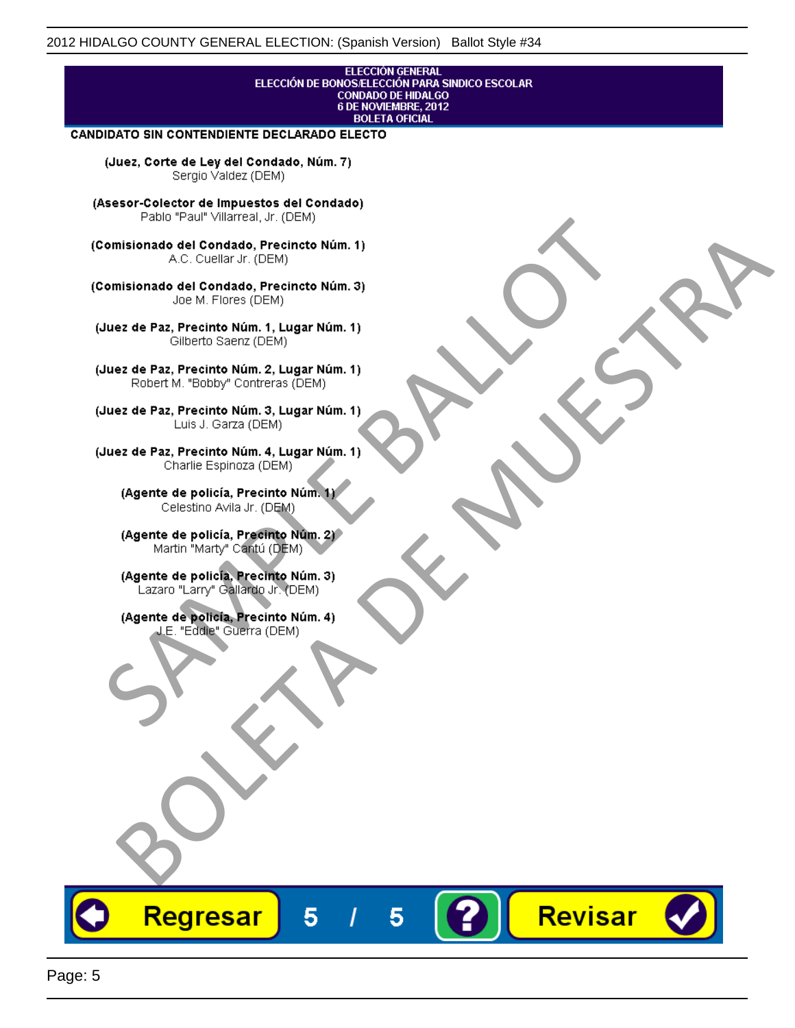ELECCIÓN GENERAL
ELECCIÓN DE BONOS/ELECCIÓN PARA SINDICO ESCOLAR
CONDADO DE HIDALGO
6 DE NOVIEMBRE, 2012
BOLETA OFICIAL

**CANDIDATO SIN CONTENDIENTE DECLARADO ELECTO**

**(Juez, Corte de Ley del Condado, Núm. 7)**
Sergio Valdez (DEM)

**(Asesor-Colector de Impuestos del Condado)**
Pablo "Paul" Villarreal, Jr. (DEM)

**(Comisionado del Condado, Precincto Núm. 1)**
A.C. Cuellar Jr. (DEM)

**(Comisionado del Condado, Precincto Núm. 3)**
Joe M. Flores (DEM)

**(Juez de Paz, Precinto Núm. 1, Lugar Núm. 1)**
Gilberto Saenz (DEM)

**(Juez de Paz, Precinto Núm. 2, Lugar Núm. 1)**
Robert M. "Bobby" Contreras (DEM)

**(Juez de Paz, Precinto Núm. 3, Lugar Núm. 1)**
Luis J. Garza (DEM)

**(Juez de Paz, Precinto Núm. 4, Lugar Núm. 1)**
Charlie Espinoza (DEM)

**(Agente de policía, Precinto Núm. 1)**
Celestino Avila Jr. (DEM)

**(Agente de policía, Precinto Núm. 2)**
Martin "Marty" Cantú (DEM)

**(Agente de policía, Precinto Núm. 3)**
Lazaro "Larry" Gallardo Jr. (DEM)

**(Agente de policía, Precinto Núm. 4)**
J.E. "Eddie" Guerra (DEM)

SAMPLE BALLOT
BOLETA DE MUESTRA

Regresar   5 / 5   ?   Revisar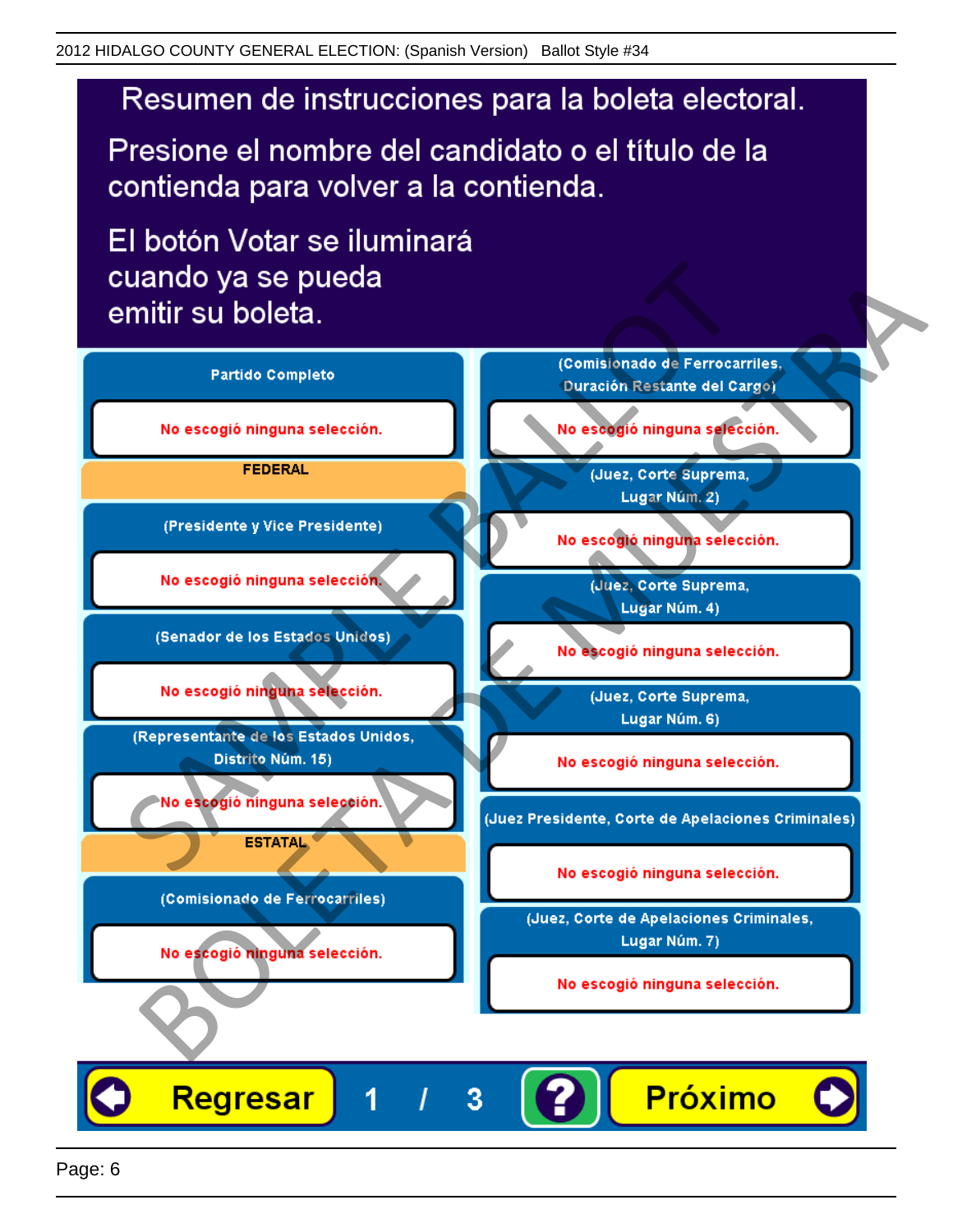# Resumen de instrucciones para la boleta electoral.

Presione el nombre del candidato o el título de la contienda para volver a la contienda.

El botón Votar se iluminará cuando ya se pueda emitir su boleta.

**Partido Completo**

No escogió ninguna selección.

**FEDERAL**

**(Presidente y Vice Presidente)**

No escogió ninguna selección.

**(Senador de los Estados Unidos)**

No escogió ninguna selección.

**(Representante de los Estados Unidos, Distrito Núm. 15)**

No escogió ninguna selección.

**ESTATAL**

**(Comisionado de Ferrocarriles)**

No escogió ninguna selección.

**(Comisionado de Ferrocarriles, Duración Restante del Cargo)**

No escogió ninguna selección.

**(Juez, Corte Suprema, Lugar Núm. 2)**

No escogió ninguna selección.

**(Juez, Corte Suprema, Lugar Núm. 4)**

No escogió ninguna selección.

**(Juez, Corte Suprema, Lugar Núm. 6)**

No escogió ninguna selección.

**(Juez Presidente, Corte de Apelaciones Criminales)**

No escogió ninguna selección.

**(Juez, Corte de Apelaciones Criminales, Lugar Núm. 7)**

No escogió ninguna selección.

Regresar 1 / 3 ? Próximo

SAMPLE BALLOT BOLETA DE MUESTRA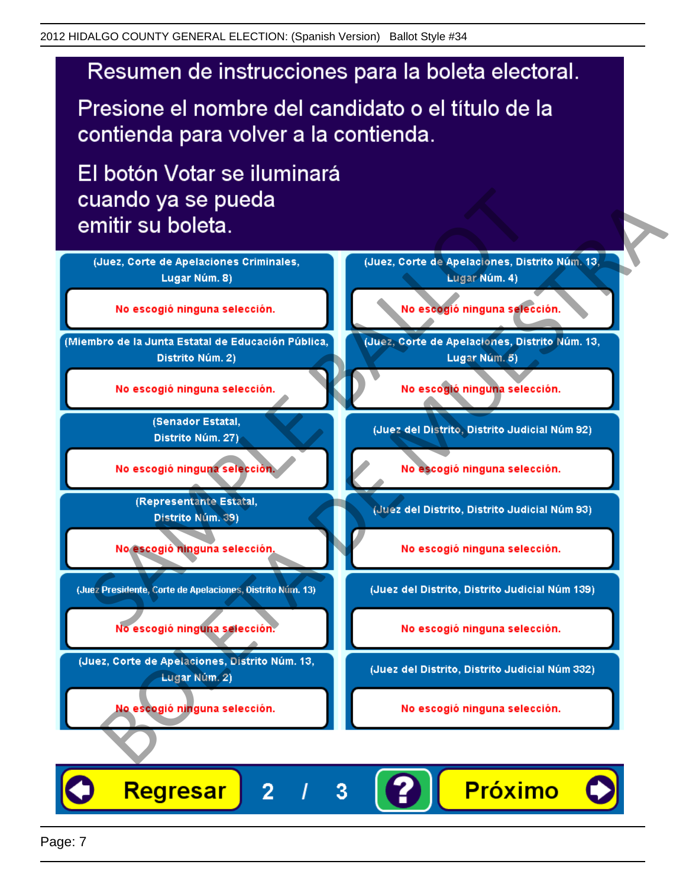# Resumen de instrucciones para la boleta electoral.

Presione el nombre del candidato o el título de la contienda para volver a la contienda.

El botón Votar se iluminará cuando ya se pueda emitir su boleta.

(Juez, Corte de Apelaciones Criminales, Lugar Núm. 8)

No escogió ninguna selección.

(Miembro de la Junta Estatal de Educación Pública, Distrito Núm. 2)

No escogió ninguna selección.

(Senador Estatal, Distrito Núm. 27)

No escogió ninguna selección.

(Representante Estatal, Distrito Núm. 39)

No escogió ninguna selección.

(Juez Presidente, Corte de Apelaciones, Distrito Núm. 13)

No escogió ninguna selección.

(Juez, Corte de Apelaciones, Distrito Núm. 13, Lugar Núm. 2)

No escogió ninguna selección.

(Juez, Corte de Apelaciones, Distrito Núm. 13, Lugar Núm. 4)

No escogió ninguna selección.

(Juez, Corte de Apelaciones, Distrito Núm. 13, Lugar Núm. 5)

No escogió ninguna selección.

(Juez del Distrito, Distrito Judicial Núm 92)

No escogió ninguna selección.

(Juez del Distrito, Distrito Judicial Núm 93)

No escogió ninguna selección.

(Juez del Distrito, Distrito Judicial Núm 139)

No escogió ninguna selección.

(Juez del Distrito, Distrito Judicial Núm 332)

No escogió ninguna selección.

Regresar 2 / 3 ? Próximo

SAMPLE BALLOT BOLETA DE MUESTRA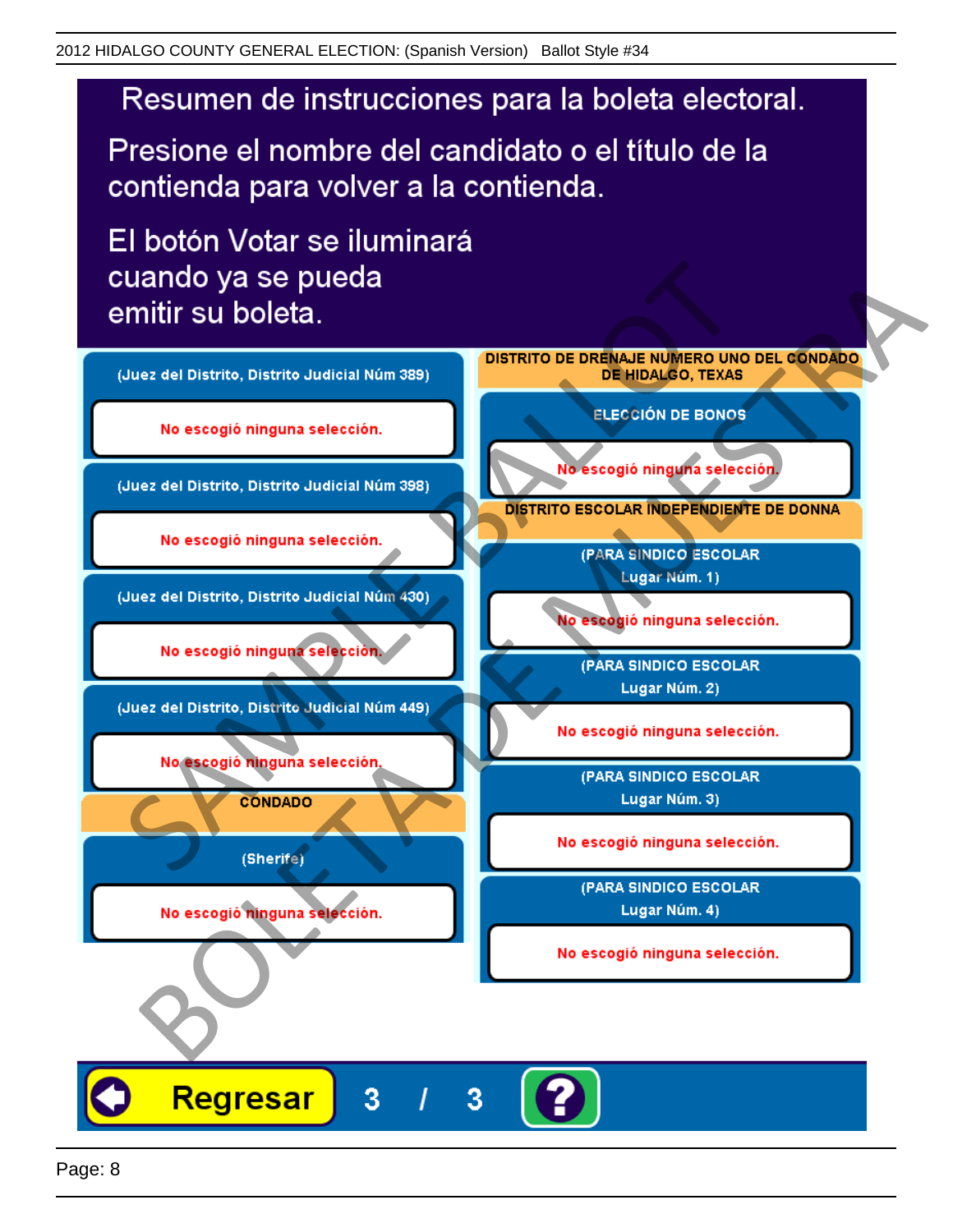# Resumen de instrucciones para la boleta electoral.

Presione el nombre del candidato o el título de la contienda para volver a la contienda.

El botón Votar se iluminará cuando ya se pueda emitir su boleta.

(Juez del Distrito, Distrito Judicial Núm 389)

No escogió ninguna selección.

(Juez del Distrito, Distrito Judicial Núm 398)

No escogió ninguna selección.

(Juez del Distrito, Distrito Judicial Núm 430)

No escogió ninguna selección.

(Juez del Distrito, Distrito Judicial Núm 449)

No escogió ninguna selección.

## CONDADO

(Sherife)

No escogió ninguna selección.

## DISTRITO DE DRENAJE NUMERO UNO DEL CONDADO DE HIDALGO, TEXAS

ELECCIÓN DE BONOS

No escogió ninguna selección.

## DISTRITO ESCOLAR INDEPENDIENTE DE DONNA

(PARA SINDICO ESCOLAR Lugar Núm. 1)

No escogió ninguna selección.

(PARA SINDICO ESCOLAR Lugar Núm. 2)

No escogió ninguna selección.

(PARA SINDICO ESCOLAR Lugar Núm. 3)

No escogió ninguna selección.

(PARA SINDICO ESCOLAR Lugar Núm. 4)

No escogió ninguna selección.

Regresar 3 / 3 ?

SAMPLE BALLOT BOLETA DE MUESTRA